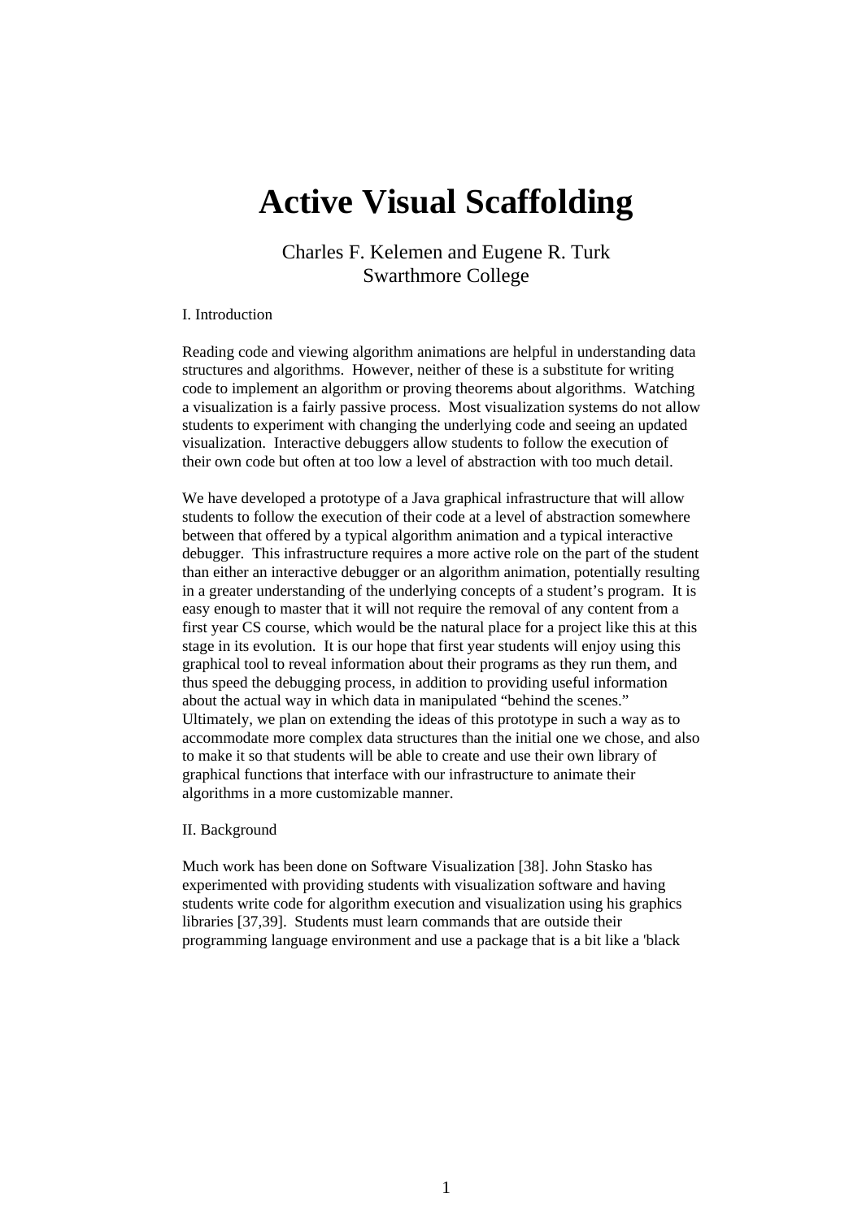# Active Visual Scaffolding

Charles F. Kelemen and Eugene R. Turk
Swarthmore College

## I. Introduction

Reading code and viewing algorithm animations are helpful in understanding data structures and algorithms. However, neither of these is a substitute for writing code to implement an algorithm or proving theorems about algorithms. Watching a visualization is a fairly passive process. Most visualization systems do not allow students to experiment with changing the underlying code and seeing an updated visualization. Interactive debuggers allow students to follow the execution of their own code but often at too low a level of abstraction with too much detail.

We have developed a prototype of a Java graphical infrastructure that will allow students to follow the execution of their code at a level of abstraction somewhere between that offered by a typical algorithm animation and a typical interactive debugger. This infrastructure requires a more active role on the part of the student than either an interactive debugger or an algorithm animation, potentially resulting in a greater understanding of the underlying concepts of a student's program. It is easy enough to master that it will not require the removal of any content from a first year CS course, which would be the natural place for a project like this at this stage in its evolution. It is our hope that first year students will enjoy using this graphical tool to reveal information about their programs as they run them, and thus speed the debugging process, in addition to providing useful information about the actual way in which data in manipulated "behind the scenes." Ultimately, we plan on extending the ideas of this prototype in such a way as to accommodate more complex data structures than the initial one we chose, and also to make it so that students will be able to create and use their own library of graphical functions that interface with our infrastructure to animate their algorithms in a more customizable manner.

## II. Background

Much work has been done on Software Visualization [38]. John Stasko has experimented with providing students with visualization software and having students write code for algorithm execution and visualization using his graphics libraries [37,39]. Students must learn commands that are outside their programming language environment and use a package that is a bit like a 'black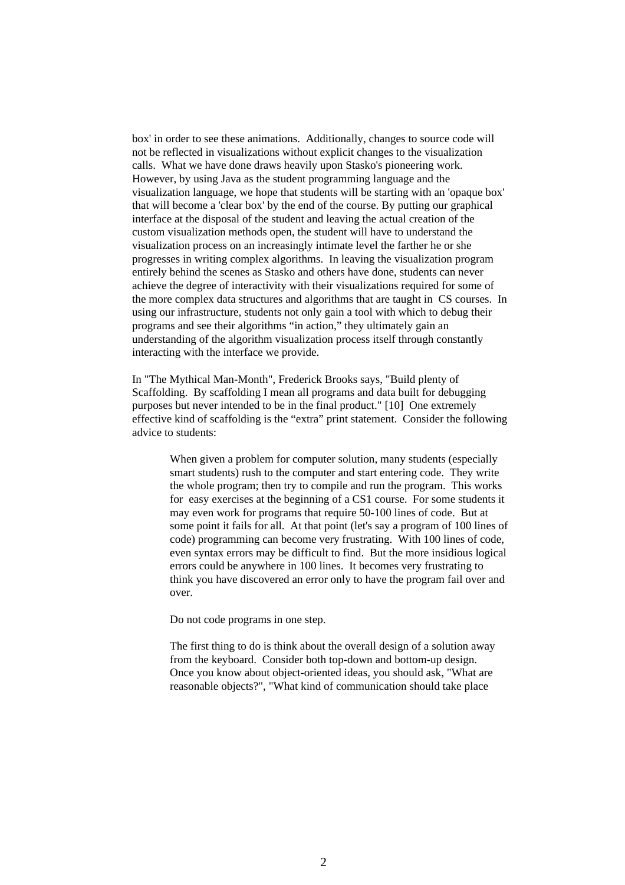box' in order to see these animations. Additionally, changes to source code will not be reflected in visualizations without explicit changes to the visualization calls. What we have done draws heavily upon Stasko's pioneering work. However, by using Java as the student programming language and the visualization language, we hope that students will be starting with an 'opaque box' that will become a 'clear box' by the end of the course. By putting our graphical interface at the disposal of the student and leaving the actual creation of the custom visualization methods open, the student will have to understand the visualization process on an increasingly intimate level the farther he or she progresses in writing complex algorithms. In leaving the visualization program entirely behind the scenes as Stasko and others have done, students can never achieve the degree of interactivity with their visualizations required for some of the more complex data structures and algorithms that are taught in CS courses. In using our infrastructure, students not only gain a tool with which to debug their programs and see their algorithms "in action," they ultimately gain an understanding of the algorithm visualization process itself through constantly interacting with the interface we provide.

In "The Mythical Man-Month", Frederick Brooks says, "Build plenty of Scaffolding. By scaffolding I mean all programs and data built for debugging purposes but never intended to be in the final product." [10] One extremely effective kind of scaffolding is the "extra" print statement. Consider the following advice to students:

> When given a problem for computer solution, many students (especially smart students) rush to the computer and start entering code. They write the whole program; then try to compile and run the program. This works for easy exercises at the beginning of a CS1 course. For some students it may even work for programs that require 50-100 lines of code. But at some point it fails for all. At that point (let's say a program of 100 lines of code) programming can become very frustrating. With 100 lines of code, even syntax errors may be difficult to find. But the more insidious logical errors could be anywhere in 100 lines. It becomes very frustrating to think you have discovered an error only to have the program fail over and over.
>
> Do not code programs in one step.
>
> The first thing to do is think about the overall design of a solution away from the keyboard. Consider both top-down and bottom-up design. Once you know about object-oriented ideas, you should ask, "What are reasonable objects?", "What kind of communication should take place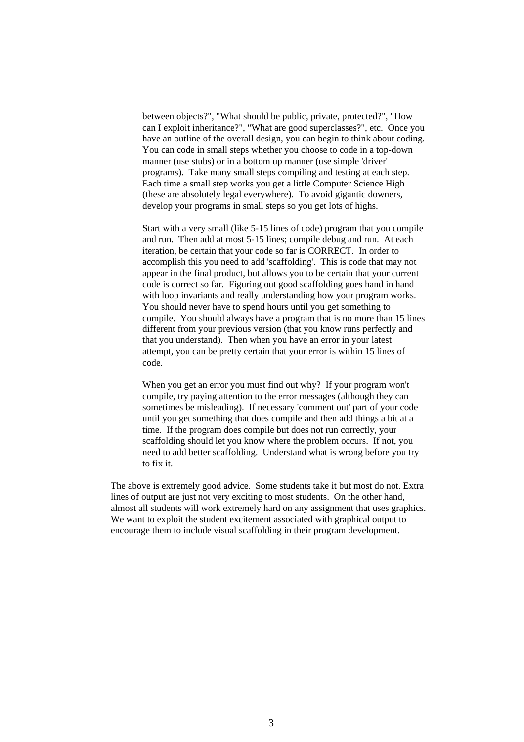> between objects?", "What should be public, private, protected?", "How can I exploit inheritance?", "What are good superclasses?", etc. Once you have an outline of the overall design, you can begin to think about coding. You can code in small steps whether you choose to code in a top-down manner (use stubs) or in a bottom up manner (use simple 'driver' programs). Take many small steps compiling and testing at each step. Each time a small step works you get a little Computer Science High (these are absolutely legal everywhere). To avoid gigantic downers, develop your programs in small steps so you get lots of highs.
>
> Start with a very small (like 5-15 lines of code) program that you compile and run. Then add at most 5-15 lines; compile debug and run. At each iteration, be certain that your code so far is CORRECT. In order to accomplish this you need to add 'scaffolding'. This is code that may not appear in the final product, but allows you to be certain that your current code is correct so far. Figuring out good scaffolding goes hand in hand with loop invariants and really understanding how your program works. You should never have to spend hours until you get something to compile. You should always have a program that is no more than 15 lines different from your previous version (that you know runs perfectly and that you understand). Then when you have an error in your latest attempt, you can be pretty certain that your error is within 15 lines of code.
>
> When you get an error you must find out why? If your program won't compile, try paying attention to the error messages (although they can sometimes be misleading). If necessary 'comment out' part of your code until you get something that does compile and then add things a bit at a time. If the program does compile but does not run correctly, your scaffolding should let you know where the problem occurs. If not, you need to add better scaffolding. Understand what is wrong before you try to fix it.

The above is extremely good advice. Some students take it but most do not. Extra lines of output are just not very exciting to most students. On the other hand, almost all students will work extremely hard on any assignment that uses graphics. We want to exploit the student excitement associated with graphical output to encourage them to include visual scaffolding in their program development.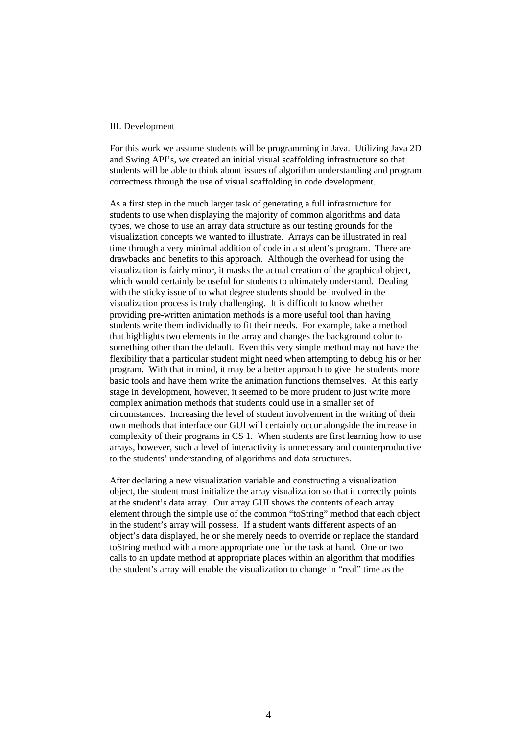## III. Development

For this work we assume students will be programming in Java. Utilizing Java 2D and Swing API's, we created an initial visual scaffolding infrastructure so that students will be able to think about issues of algorithm understanding and program correctness through the use of visual scaffolding in code development.

As a first step in the much larger task of generating a full infrastructure for students to use when displaying the majority of common algorithms and data types, we chose to use an array data structure as our testing grounds for the visualization concepts we wanted to illustrate. Arrays can be illustrated in real time through a very minimal addition of code in a student's program. There are drawbacks and benefits to this approach. Although the overhead for using the visualization is fairly minor, it masks the actual creation of the graphical object, which would certainly be useful for students to ultimately understand. Dealing with the sticky issue of to what degree students should be involved in the visualization process is truly challenging. It is difficult to know whether providing pre-written animation methods is a more useful tool than having students write them individually to fit their needs. For example, take a method that highlights two elements in the array and changes the background color to something other than the default. Even this very simple method may not have the flexibility that a particular student might need when attempting to debug his or her program. With that in mind, it may be a better approach to give the students more basic tools and have them write the animation functions themselves. At this early stage in development, however, it seemed to be more prudent to just write more complex animation methods that students could use in a smaller set of circumstances. Increasing the level of student involvement in the writing of their own methods that interface our GUI will certainly occur alongside the increase in complexity of their programs in CS 1. When students are first learning how to use arrays, however, such a level of interactivity is unnecessary and counterproductive to the students' understanding of algorithms and data structures.

After declaring a new visualization variable and constructing a visualization object, the student must initialize the array visualization so that it correctly points at the student's data array. Our array GUI shows the contents of each array element through the simple use of the common "toString" method that each object in the student's array will possess. If a student wants different aspects of an object's data displayed, he or she merely needs to override or replace the standard toString method with a more appropriate one for the task at hand. One or two calls to an update method at appropriate places within an algorithm that modifies the student's array will enable the visualization to change in "real" time as the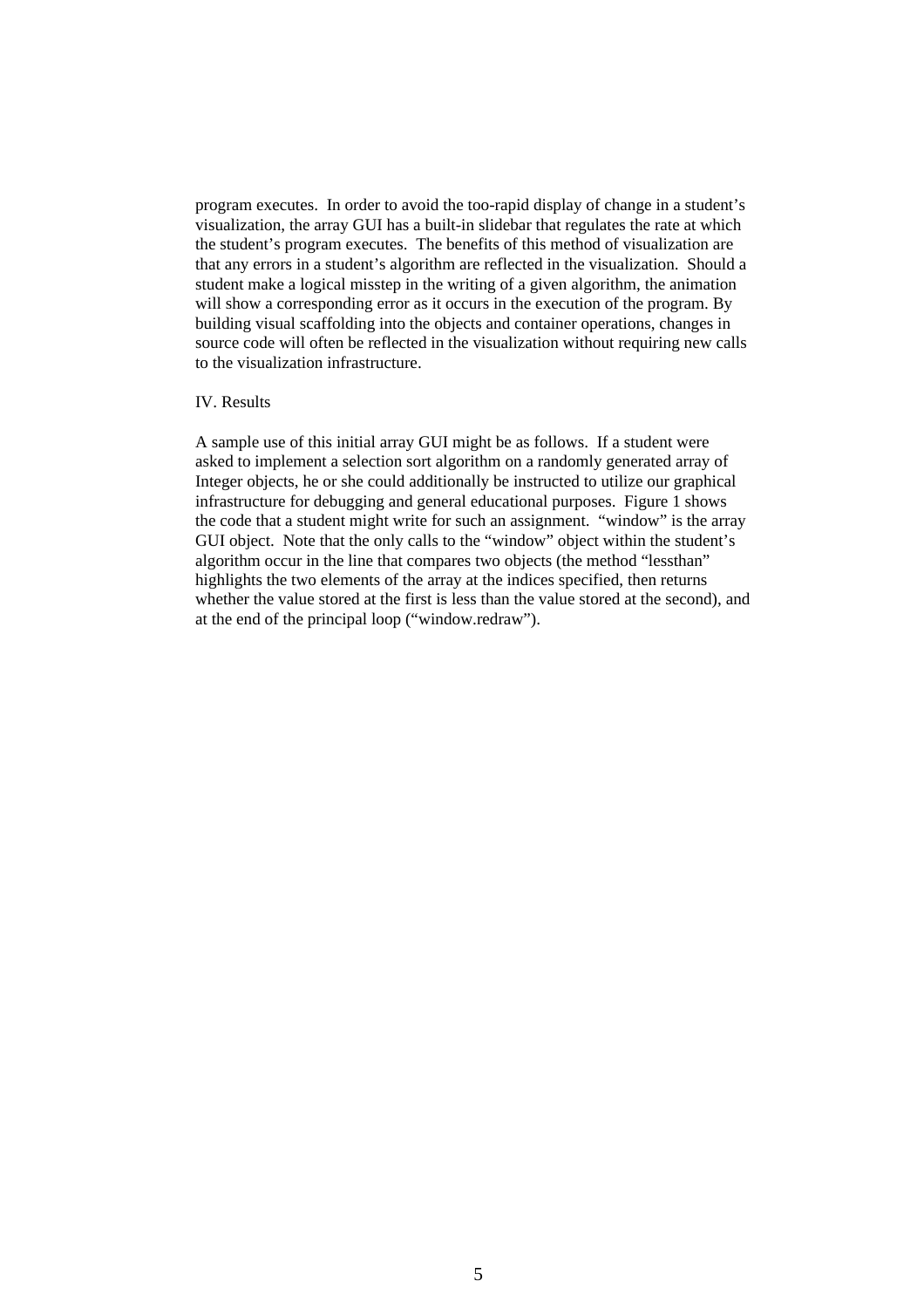program executes. In order to avoid the too-rapid display of change in a student's visualization, the array GUI has a built-in slidebar that regulates the rate at which the student's program executes. The benefits of this method of visualization are that any errors in a student's algorithm are reflected in the visualization. Should a student make a logical misstep in the writing of a given algorithm, the animation will show a corresponding error as it occurs in the execution of the program. By building visual scaffolding into the objects and container operations, changes in source code will often be reflected in the visualization without requiring new calls to the visualization infrastructure.

## IV. Results

A sample use of this initial array GUI might be as follows. If a student were asked to implement a selection sort algorithm on a randomly generated array of Integer objects, he or she could additionally be instructed to utilize our graphical infrastructure for debugging and general educational purposes. Figure 1 shows the code that a student might write for such an assignment. "window" is the array GUI object. Note that the only calls to the "window" object within the student's algorithm occur in the line that compares two objects (the method "lessthan" highlights the two elements of the array at the indices specified, then returns whether the value stored at the first is less than the value stored at the second), and at the end of the principal loop ("window.redraw").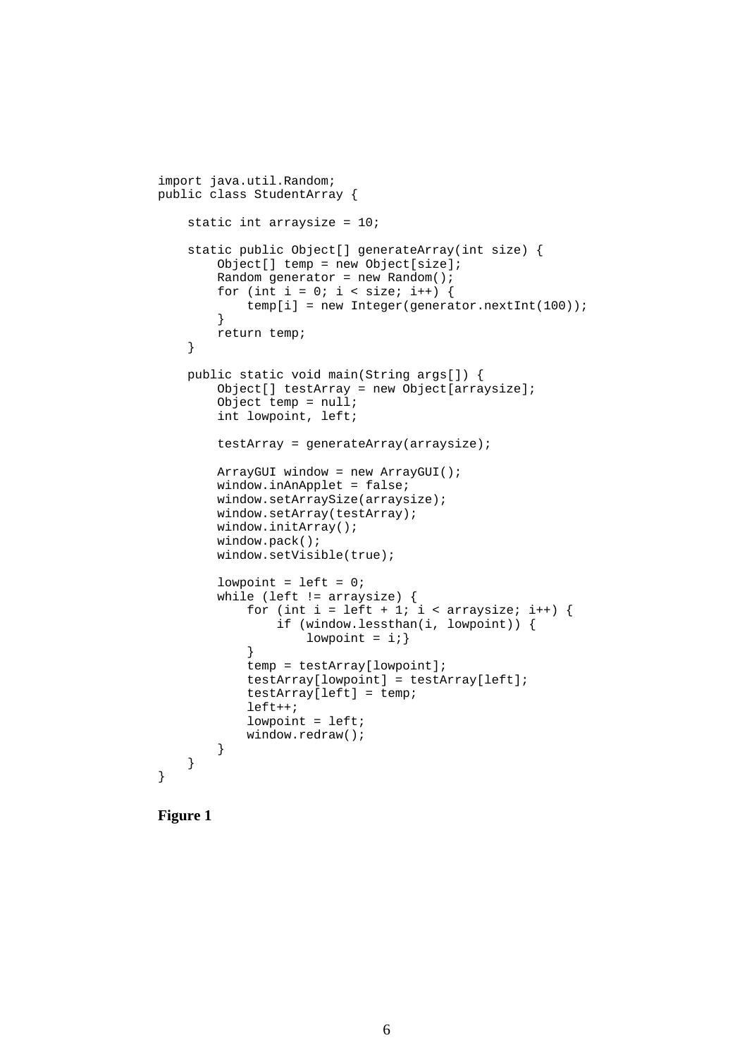```java
import java.util.Random;
public class StudentArray {

    static int arraysize = 10;

    static public Object[] generateArray(int size) {
        Object[] temp = new Object[size];
        Random generator = new Random();
        for (int i = 0; i < size; i++) {
            temp[i] = new Integer(generator.nextInt(100));
        }
        return temp;
    }

    public static void main(String args[]) {
        Object[] testArray = new Object[arraysize];
        Object temp = null;
        int lowpoint, left;

        testArray = generateArray(arraysize);

        ArrayGUI window = new ArrayGUI();
        window.inAnApplet = false;
        window.setArraySize(arraysize);
        window.setArray(testArray);
        window.initArray();
        window.pack();
        window.setVisible(true);

        lowpoint = left = 0;
        while (left != arraysize) {
            for (int i = left + 1; i < arraysize; i++) {
                if (window.lessthan(i, lowpoint)) {
                    lowpoint = i;}
            }
            temp = testArray[lowpoint];
            testArray[lowpoint] = testArray[left];
            testArray[left] = temp;
            left++;
            lowpoint = left;
            window.redraw();
        }
    }
}
```

**Figure 1**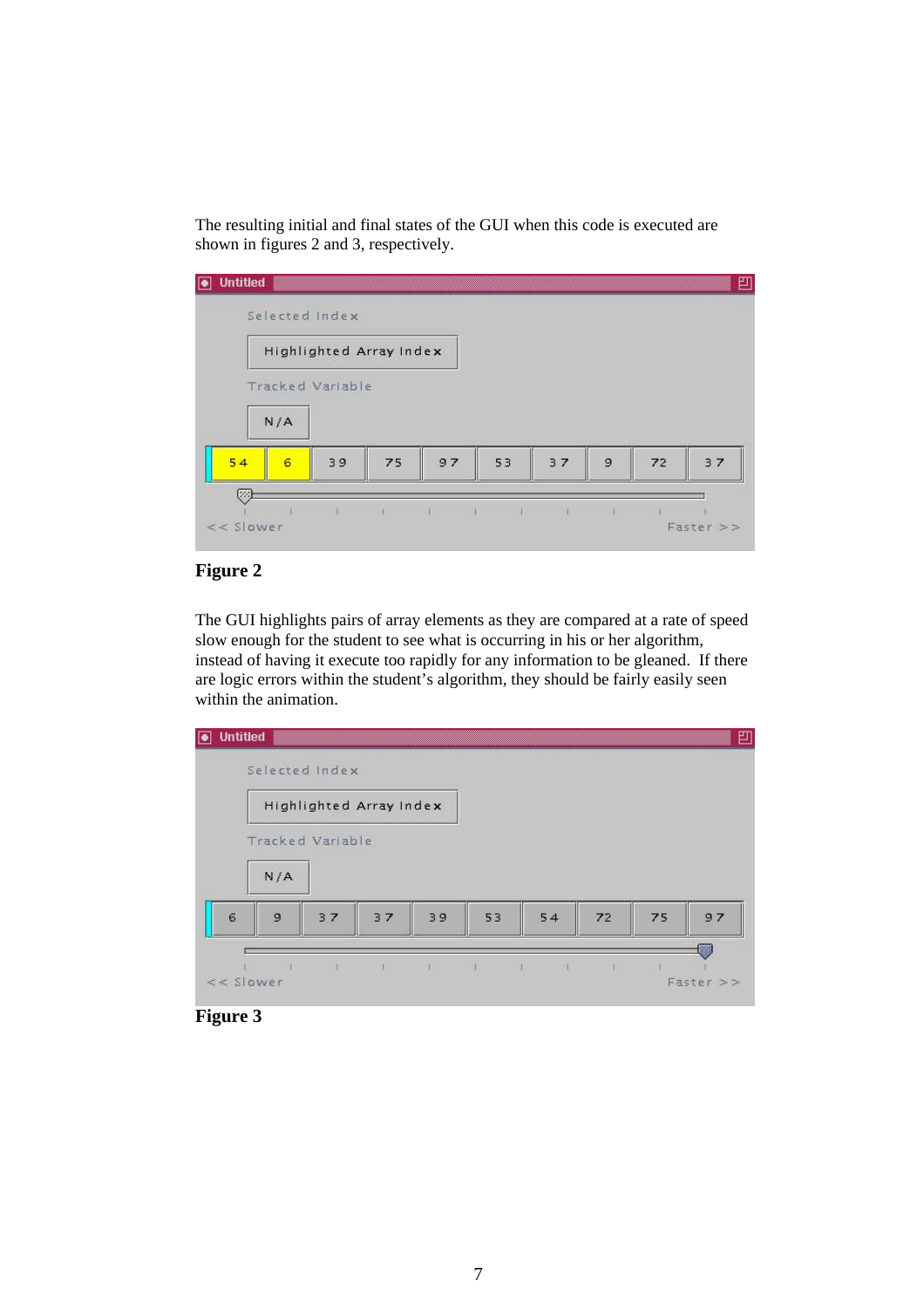The resulting initial and final states of the GUI when this code is executed are shown in figures 2 and 3, respectively.

**Figure 2**

The GUI highlights pairs of array elements as they are compared at a rate of speed slow enough for the student to see what is occurring in his or her algorithm, instead of having it execute too rapidly for any information to be gleaned. If there are logic errors within the student's algorithm, they should be fairly easily seen within the animation.

**Figure 3**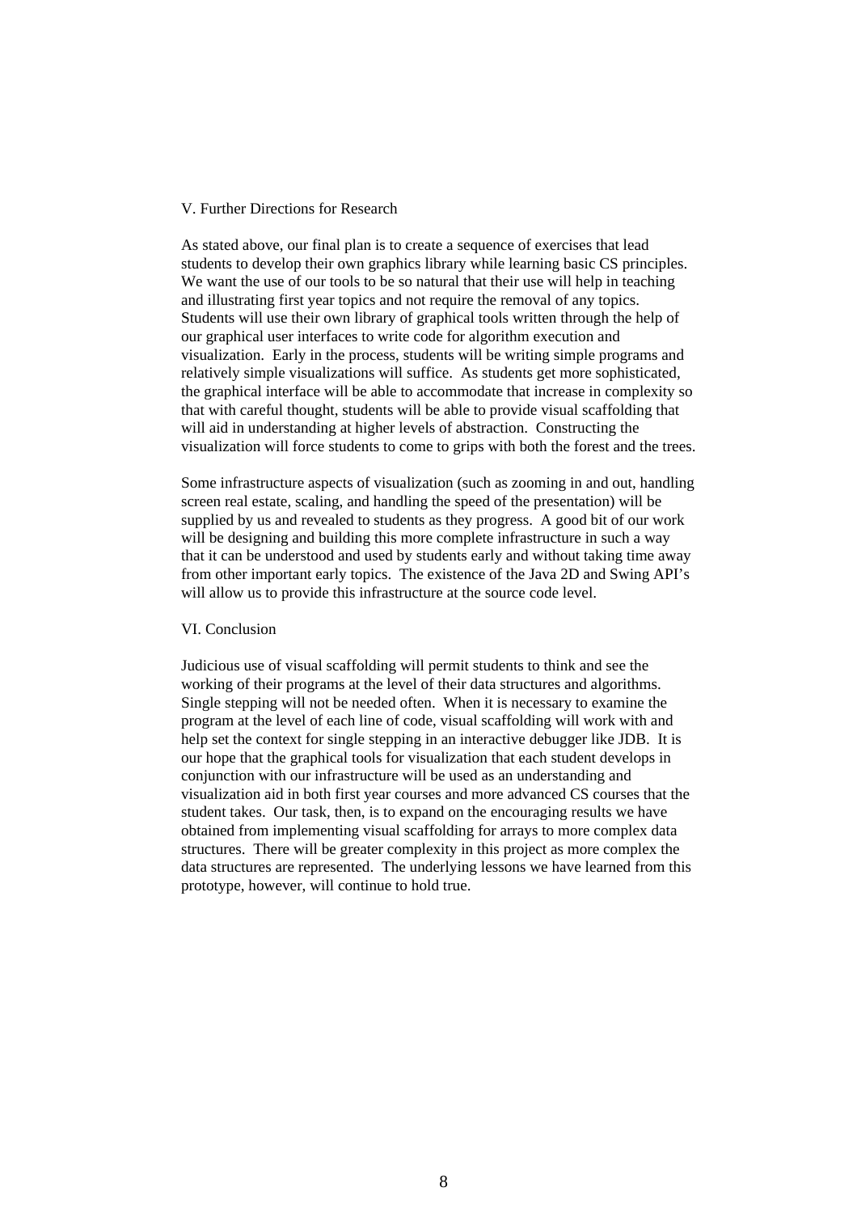## V. Further Directions for Research

As stated above, our final plan is to create a sequence of exercises that lead students to develop their own graphics library while learning basic CS principles. We want the use of our tools to be so natural that their use will help in teaching and illustrating first year topics and not require the removal of any topics. Students will use their own library of graphical tools written through the help of our graphical user interfaces to write code for algorithm execution and visualization. Early in the process, students will be writing simple programs and relatively simple visualizations will suffice. As students get more sophisticated, the graphical interface will be able to accommodate that increase in complexity so that with careful thought, students will be able to provide visual scaffolding that will aid in understanding at higher levels of abstraction. Constructing the visualization will force students to come to grips with both the forest and the trees.

Some infrastructure aspects of visualization (such as zooming in and out, handling screen real estate, scaling, and handling the speed of the presentation) will be supplied by us and revealed to students as they progress. A good bit of our work will be designing and building this more complete infrastructure in such a way that it can be understood and used by students early and without taking time away from other important early topics. The existence of the Java 2D and Swing API's will allow us to provide this infrastructure at the source code level.

## VI. Conclusion

Judicious use of visual scaffolding will permit students to think and see the working of their programs at the level of their data structures and algorithms. Single stepping will not be needed often. When it is necessary to examine the program at the level of each line of code, visual scaffolding will work with and help set the context for single stepping in an interactive debugger like JDB. It is our hope that the graphical tools for visualization that each student develops in conjunction with our infrastructure will be used as an understanding and visualization aid in both first year courses and more advanced CS courses that the student takes. Our task, then, is to expand on the encouraging results we have obtained from implementing visual scaffolding for arrays to more complex data structures. There will be greater complexity in this project as more complex the data structures are represented. The underlying lessons we have learned from this prototype, however, will continue to hold true.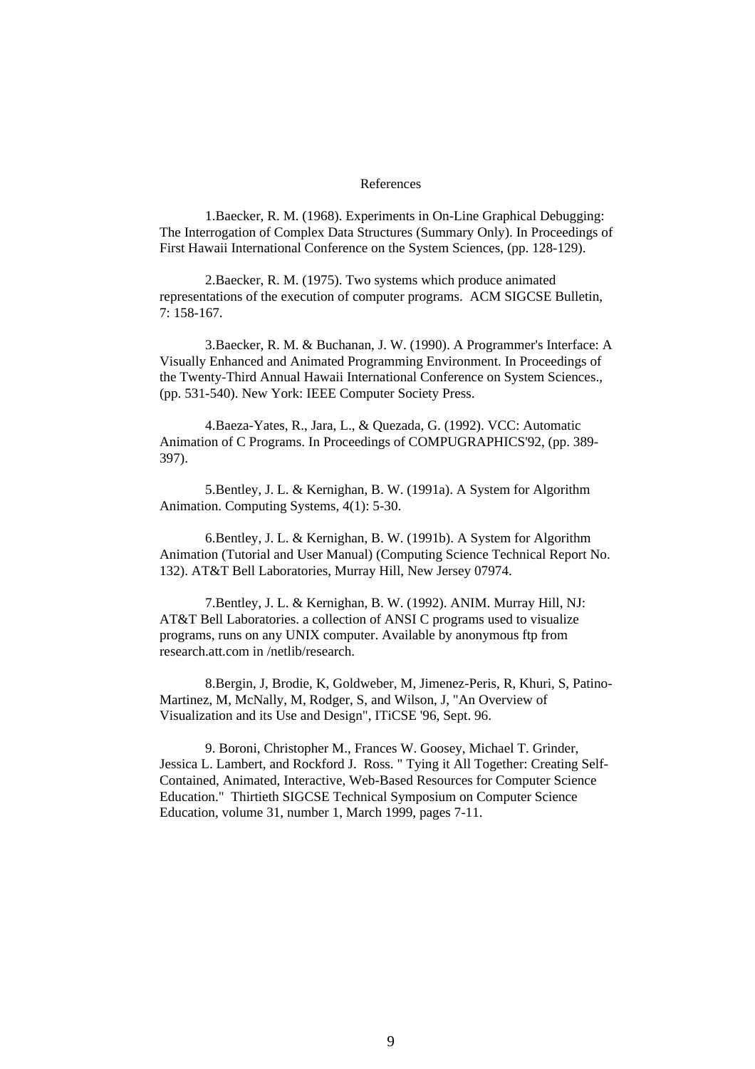# References

1.Baecker, R. M. (1968). Experiments in On-Line Graphical Debugging: The Interrogation of Complex Data Structures (Summary Only). In Proceedings of First Hawaii International Conference on the System Sciences, (pp. 128-129).

2.Baecker, R. M. (1975). Two systems which produce animated representations of the execution of computer programs. ACM SIGCSE Bulletin, 7: 158-167.

3.Baecker, R. M. & Buchanan, J. W. (1990). A Programmer's Interface: A Visually Enhanced and Animated Programming Environment. In Proceedings of the Twenty-Third Annual Hawaii International Conference on System Sciences., (pp. 531-540). New York: IEEE Computer Society Press.

4.Baeza-Yates, R., Jara, L., & Quezada, G. (1992). VCC: Automatic Animation of C Programs. In Proceedings of COMPUGRAPHICS'92, (pp. 389-397).

5.Bentley, J. L. & Kernighan, B. W. (1991a). A System for Algorithm Animation. Computing Systems, 4(1): 5-30.

6.Bentley, J. L. & Kernighan, B. W. (1991b). A System for Algorithm Animation (Tutorial and User Manual) (Computing Science Technical Report No. 132). AT&T Bell Laboratories, Murray Hill, New Jersey 07974.

7.Bentley, J. L. & Kernighan, B. W. (1992). ANIM. Murray Hill, NJ: AT&T Bell Laboratories. a collection of ANSI C programs used to visualize programs, runs on any UNIX computer. Available by anonymous ftp from research.att.com in /netlib/research.

8.Bergin, J, Brodie, K, Goldweber, M, Jimenez-Peris, R, Khuri, S, Patino-Martinez, M, McNally, M, Rodger, S, and Wilson, J, "An Overview of Visualization and its Use and Design", ITiCSE '96, Sept. 96.

9. Boroni, Christopher M., Frances W. Goosey, Michael T. Grinder, Jessica L. Lambert, and Rockford J. Ross. " Tying it All Together: Creating Self-Contained, Animated, Interactive, Web-Based Resources for Computer Science Education." Thirtieth SIGCSE Technical Symposium on Computer Science Education, volume 31, number 1, March 1999, pages 7-11.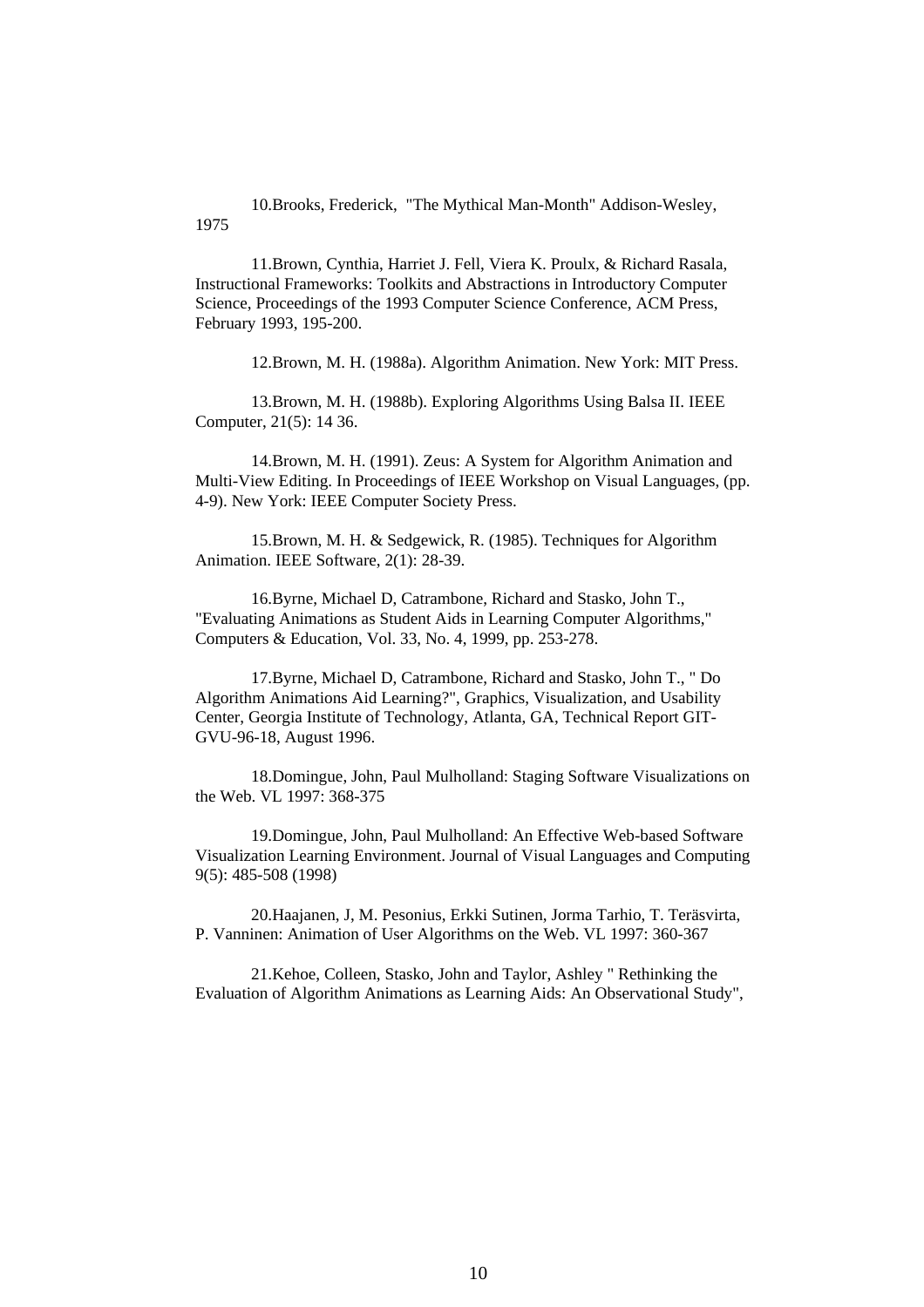10.Brooks, Frederick, "The Mythical Man-Month" Addison-Wesley, 1975

11.Brown, Cynthia, Harriet J. Fell, Viera K. Proulx, & Richard Rasala, Instructional Frameworks: Toolkits and Abstractions in Introductory Computer Science, Proceedings of the 1993 Computer Science Conference, ACM Press, February 1993, 195-200.

12.Brown, M. H. (1988a). Algorithm Animation. New York: MIT Press.

13.Brown, M. H. (1988b). Exploring Algorithms Using Balsa II. IEEE Computer, 21(5): 14 36.

14.Brown, M. H. (1991). Zeus: A System for Algorithm Animation and Multi-View Editing. In Proceedings of IEEE Workshop on Visual Languages, (pp. 4-9). New York: IEEE Computer Society Press.

15.Brown, M. H. & Sedgewick, R. (1985). Techniques for Algorithm Animation. IEEE Software, 2(1): 28-39.

16.Byrne, Michael D, Catrambone, Richard and Stasko, John T., "Evaluating Animations as Student Aids in Learning Computer Algorithms," Computers & Education, Vol. 33, No. 4, 1999, pp. 253-278.

17.Byrne, Michael D, Catrambone, Richard and Stasko, John T., " Do Algorithm Animations Aid Learning?", Graphics, Visualization, and Usability Center, Georgia Institute of Technology, Atlanta, GA, Technical Report GIT-GVU-96-18, August 1996.

18.Domingue, John, Paul Mulholland: Staging Software Visualizations on the Web. VL 1997: 368-375

19.Domingue, John, Paul Mulholland: An Effective Web-based Software Visualization Learning Environment. Journal of Visual Languages and Computing 9(5): 485-508 (1998)

20.Haajanen, J, M. Pesonius, Erkki Sutinen, Jorma Tarhio, T. Teräsvirta, P. Vanninen: Animation of User Algorithms on the Web. VL 1997: 360-367

21.Kehoe, Colleen, Stasko, John and Taylor, Ashley " Rethinking the Evaluation of Algorithm Animations as Learning Aids: An Observational Study",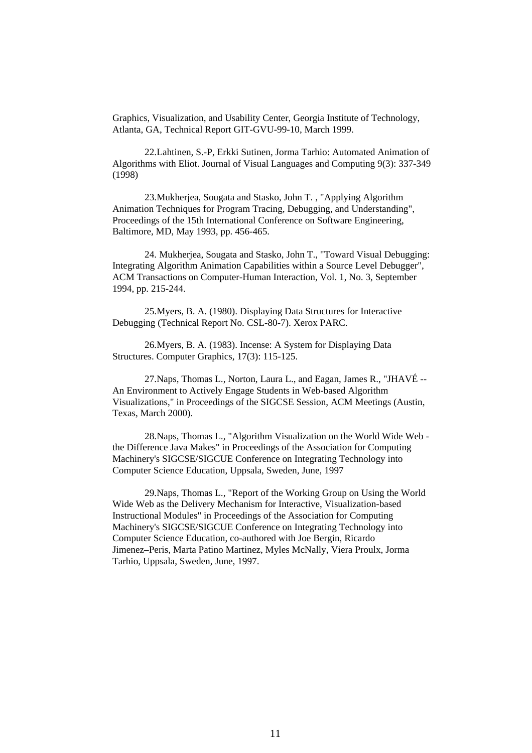Graphics, Visualization, and Usability Center, Georgia Institute of Technology, Atlanta, GA, Technical Report GIT-GVU-99-10, March 1999.

22.Lahtinen, S.-P, Erkki Sutinen, Jorma Tarhio: Automated Animation of Algorithms with Eliot. Journal of Visual Languages and Computing 9(3): 337-349 (1998)

23.Mukherjea, Sougata and Stasko, John T. , "Applying Algorithm Animation Techniques for Program Tracing, Debugging, and Understanding", Proceedings of the 15th International Conference on Software Engineering, Baltimore, MD, May 1993, pp. 456-465.

24. Mukherjea, Sougata and Stasko, John T., "Toward Visual Debugging: Integrating Algorithm Animation Capabilities within a Source Level Debugger", ACM Transactions on Computer-Human Interaction, Vol. 1, No. 3, September 1994, pp. 215-244.

25.Myers, B. A. (1980). Displaying Data Structures for Interactive Debugging (Technical Report No. CSL-80-7). Xerox PARC.

26.Myers, B. A. (1983). Incense: A System for Displaying Data Structures. Computer Graphics, 17(3): 115-125.

27.Naps, Thomas L., Norton, Laura L., and Eagan, James R., "JHAVÉ -- An Environment to Actively Engage Students in Web-based Algorithm Visualizations," in Proceedings of the SIGCSE Session, ACM Meetings (Austin, Texas, March 2000).

28.Naps, Thomas L., "Algorithm Visualization on the World Wide Web - the Difference Java Makes" in Proceedings of the Association for Computing Machinery's SIGCSE/SIGCUE Conference on Integrating Technology into Computer Science Education, Uppsala, Sweden, June, 1997

29.Naps, Thomas L., "Report of the Working Group on Using the World Wide Web as the Delivery Mechanism for Interactive, Visualization-based Instructional Modules" in Proceedings of the Association for Computing Machinery's SIGCSE/SIGCUE Conference on Integrating Technology into Computer Science Education, co-authored with Joe Bergin, Ricardo Jimenez–Peris, Marta Patino Martinez, Myles McNally, Viera Proulx, Jorma Tarhio, Uppsala, Sweden, June, 1997.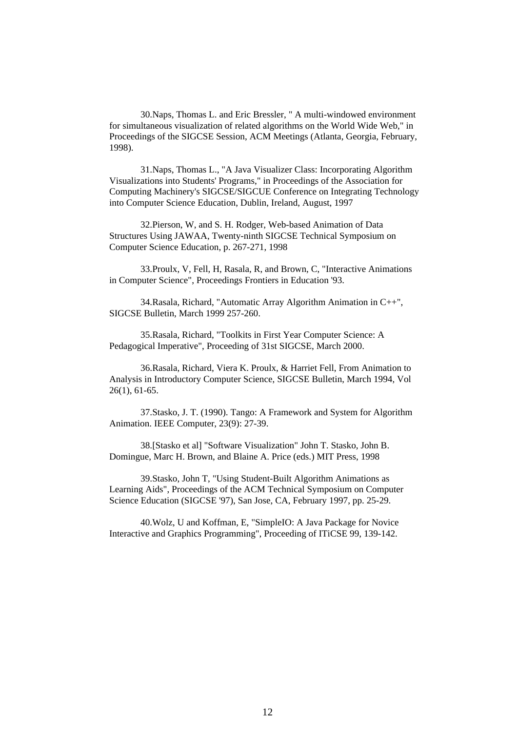30.Naps, Thomas L. and Eric Bressler, " A multi-windowed environment for simultaneous visualization of related algorithms on the World Wide Web," in Proceedings of the SIGCSE Session, ACM Meetings (Atlanta, Georgia, February, 1998).

31.Naps, Thomas L., "A Java Visualizer Class: Incorporating Algorithm Visualizations into Students' Programs," in Proceedings of the Association for Computing Machinery's SIGCSE/SIGCUE Conference on Integrating Technology into Computer Science Education, Dublin, Ireland, August, 1997

32.Pierson, W, and S. H. Rodger, Web-based Animation of Data Structures Using JAWAA, Twenty-ninth SIGCSE Technical Symposium on Computer Science Education, p. 267-271, 1998

33.Proulx, V, Fell, H, Rasala, R, and Brown, C, "Interactive Animations in Computer Science", Proceedings Frontiers in Education '93.

34.Rasala, Richard, "Automatic Array Algorithm Animation in C++", SIGCSE Bulletin, March 1999 257-260.

35.Rasala, Richard, "Toolkits in First Year Computer Science: A Pedagogical Imperative", Proceeding of 31st SIGCSE, March 2000.

36.Rasala, Richard, Viera K. Proulx, & Harriet Fell, From Animation to Analysis in Introductory Computer Science, SIGCSE Bulletin, March 1994, Vol 26(1), 61-65.

37.Stasko, J. T. (1990). Tango: A Framework and System for Algorithm Animation. IEEE Computer, 23(9): 27-39.

38.[Stasko et al] "Software Visualization" John T. Stasko, John B. Domingue, Marc H. Brown, and Blaine A. Price (eds.) MIT Press, 1998

39.Stasko, John T, "Using Student-Built Algorithm Animations as Learning Aids", Proceedings of the ACM Technical Symposium on Computer Science Education (SIGCSE '97), San Jose, CA, February 1997, pp. 25-29.

40.Wolz, U and Koffman, E, "SimpleIO: A Java Package for Novice Interactive and Graphics Programming", Proceeding of ITiCSE 99, 139-142.